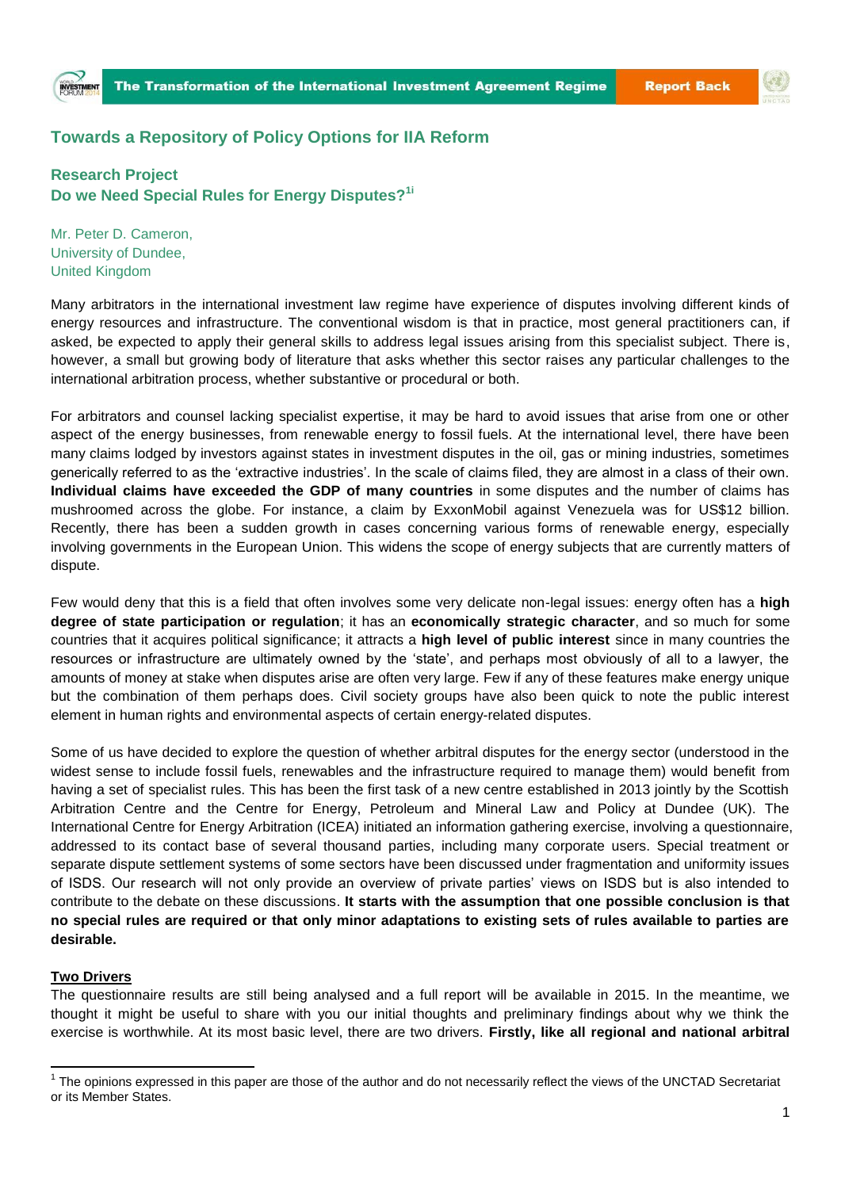## Towards a Repository of Policy Options for IIA Reform

### Research Project
### Do we Need Special Rules for Energy Disputes?[1i]

Mr. Peter D. Cameron,
University of Dundee,
United Kingdom

Many arbitrators in the international investment law regime have experience of disputes involving different kinds of energy resources and infrastructure. The conventional wisdom is that in practice, most general practitioners can, if asked, be expected to apply their general skills to address legal issues arising from this specialist subject. There is, however, a small but growing body of literature that asks whether this sector raises any particular challenges to the international arbitration process, whether substantive or procedural or both.

For arbitrators and counsel lacking specialist expertise, it may be hard to avoid issues that arise from one or other aspect of the energy businesses, from renewable energy to fossil fuels. At the international level, there have been many claims lodged by investors against states in investment disputes in the oil, gas or mining industries, sometimes generically referred to as the 'extractive industries'. In the scale of claims filed, they are almost in a class of their own. **Individual claims have exceeded the GDP of many countries** in some disputes and the number of claims has mushroomed across the globe. For instance, a claim by ExxonMobil against Venezuela was for US$12 billion. Recently, there has been a sudden growth in cases concerning various forms of renewable energy, especially involving governments in the European Union. This widens the scope of energy subjects that are currently matters of dispute.

Few would deny that this is a field that often involves some very delicate non-legal issues: energy often has a **high degree of state participation or regulation**; it has an **economically strategic character**, and so much for some countries that it acquires political significance; it attracts a **high level of public interest** since in many countries the resources or infrastructure are ultimately owned by the 'state', and perhaps most obviously of all to a lawyer, the amounts of money at stake when disputes arise are often very large. Few if any of these features make energy unique but the combination of them perhaps does. Civil society groups have also been quick to note the public interest element in human rights and environmental aspects of certain energy-related disputes.

Some of us have decided to explore the question of whether arbitral disputes for the energy sector (understood in the widest sense to include fossil fuels, renewables and the infrastructure required to manage them) would benefit from having a set of specialist rules. This has been the first task of a new centre established in 2013 jointly by the Scottish Arbitration Centre and the Centre for Energy, Petroleum and Mineral Law and Policy at Dundee (UK). The International Centre for Energy Arbitration (ICEA) initiated an information gathering exercise, involving a questionnaire, addressed to its contact base of several thousand parties, including many corporate users. Special treatment or separate dispute settlement systems of some sectors have been discussed under fragmentation and uniformity issues of ISDS. Our research will not only provide an overview of private parties' views on ISDS but is also intended to contribute to the debate on these discussions. **It starts with the assumption that one possible conclusion is that no special rules are required or that only minor adaptations to existing sets of rules available to parties are desirable.**

**Two Drivers**

The questionnaire results are still being analysed and a full report will be available in 2015. In the meantime, we thought it might be useful to share with you our initial thoughts and preliminary findings about why we think the exercise is worthwhile. At its most basic level, there are two drivers. **Firstly, like all regional and national arbitral**

---

[1] The opinions expressed in this paper are those of the author and do not necessarily reflect the views of the UNCTAD Secretariat or its Member States.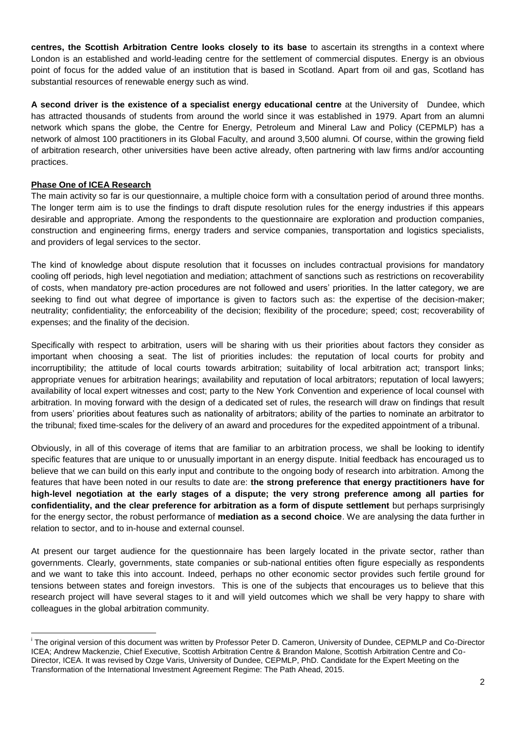**centres, the Scottish Arbitration Centre looks closely to its base** to ascertain its strengths in a context where London is an established and world-leading centre for the settlement of commercial disputes. Energy is an obvious point of focus for the added value of an institution that is based in Scotland. Apart from oil and gas, Scotland has substantial resources of renewable energy such as wind.

**A second driver is the existence of a specialist energy educational centre** at the University of Dundee, which has attracted thousands of students from around the world since it was established in 1979. Apart from an alumni network which spans the globe, the Centre for Energy, Petroleum and Mineral Law and Policy (CEPMLP) has a network of almost 100 practitioners in its Global Faculty, and around 3,500 alumni. Of course, within the growing field of arbitration research, other universities have been active already, often partnering with law firms and/or accounting practices.

**Phase One of ICEA Research**

The main activity so far is our questionnaire, a multiple choice form with a consultation period of around three months. The longer term aim is to use the findings to draft dispute resolution rules for the energy industries if this appears desirable and appropriate. Among the respondents to the questionnaire are exploration and production companies, construction and engineering firms, energy traders and service companies, transportation and logistics specialists, and providers of legal services to the sector.

The kind of knowledge about dispute resolution that it focusses on includes contractual provisions for mandatory cooling off periods, high level negotiation and mediation; attachment of sanctions such as restrictions on recoverability of costs, when mandatory pre-action procedures are not followed and users' priorities. In the latter category, we are seeking to find out what degree of importance is given to factors such as: the expertise of the decision-maker; neutrality; confidentiality; the enforceability of the decision; flexibility of the procedure; speed; cost; recoverability of expenses; and the finality of the decision.

Specifically with respect to arbitration, users will be sharing with us their priorities about factors they consider as important when choosing a seat. The list of priorities includes: the reputation of local courts for probity and incorruptibility; the attitude of local courts towards arbitration; suitability of local arbitration act; transport links; appropriate venues for arbitration hearings; availability and reputation of local arbitrators; reputation of local lawyers; availability of local expert witnesses and cost; party to the New York Convention and experience of local counsel with arbitration. In moving forward with the design of a dedicated set of rules, the research will draw on findings that result from users' priorities about features such as nationality of arbitrators; ability of the parties to nominate an arbitrator to the tribunal; fixed time-scales for the delivery of an award and procedures for the expedited appointment of a tribunal.

Obviously, in all of this coverage of items that are familiar to an arbitration process, we shall be looking to identify specific features that are unique to or unusually important in an energy dispute. Initial feedback has encouraged us to believe that we can build on this early input and contribute to the ongoing body of research into arbitration. Among the features that have been noted in our results to date are: **the strong preference that energy practitioners have for high-level negotiation at the early stages of a dispute; the very strong preference among all parties for confidentiality, and the clear preference for arbitration as a form of dispute settlement** but perhaps surprisingly for the energy sector, the robust performance of **mediation as a second choice**. We are analysing the data further in relation to sector, and to in-house and external counsel.

At present our target audience for the questionnaire has been largely located in the private sector, rather than governments. Clearly, governments, state companies or sub-national entities often figure especially as respondents and we want to take this into account. Indeed, perhaps no other economic sector provides such fertile ground for tensions between states and foreign investors. This is one of the subjects that encourages us to believe that this research project will have several stages to it and will yield outcomes which we shall be very happy to share with colleagues in the global arbitration community.

---

[i] The original version of this document was written by Professor Peter D. Cameron, University of Dundee, CEPMLP and Co-Director ICEA; Andrew Mackenzie, Chief Executive, Scottish Arbitration Centre & Brandon Malone, Scottish Arbitration Centre and Co-Director, ICEA. It was revised by Ozge Varis, University of Dundee, CEPMLP, PhD. Candidate for the Expert Meeting on the Transformation of the International Investment Agreement Regime: The Path Ahead, 2015.